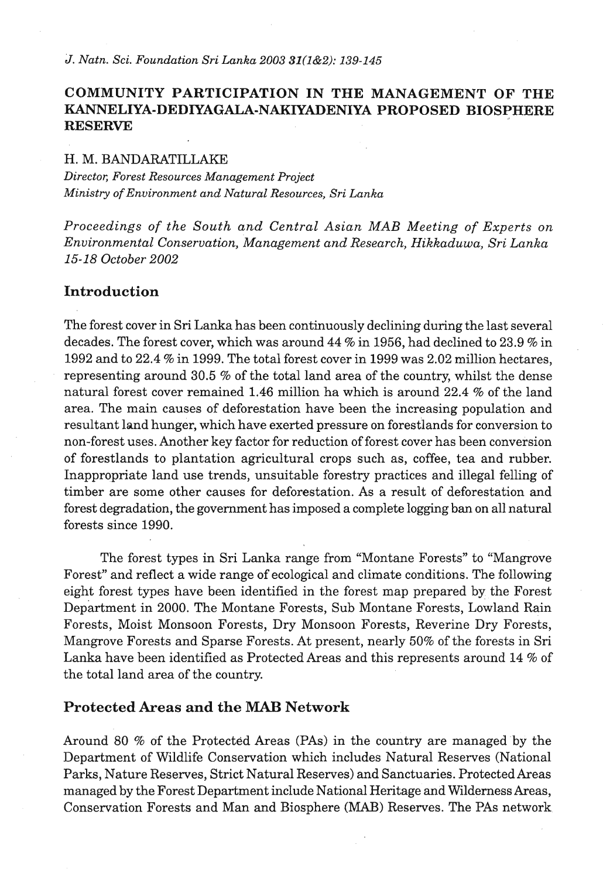# COMMUNITY PARTICIPATION IN THE MANAGEMENT OF THE KANNELIYA-DEDIYAGALA-NAKIYADENIYA PROPOSED BIOSPHERE RESERVE

H. M. BANDARATILLAKE

*Director, Forest Resources Management Project*
*Ministry of Environment and Natural Resources, Sri Lanka*

*Proceedings of the South and Central Asian MAB Meeting of Experts on Environmental Conservation, Management and Research, Hikkaduwa, Sri Lanka 15-18 October 2002*

## Introduction

The forest cover in Sri Lanka has been continuously declining during the last several decades. The forest cover, which was around 44 % in 1956, had declined to 23.9 % in 1992 and to 22.4 % in 1999. The total forest cover in 1999 was 2.02 million hectares, representing around 30.5 % of the total land area of the country, whilst the dense natural forest cover remained 1.46 million ha which is around 22.4 % of the land area. The main causes of deforestation have been the increasing population and resultant land hunger, which have exerted pressure on forestlands for conversion to non-forest uses. Another key factor for reduction of forest cover has been conversion of forestlands to plantation agricultural crops such as, coffee, tea and rubber. Inappropriate land use trends, unsuitable forestry practices and illegal felling of timber are some other causes for deforestation. As a result of deforestation and forest degradation, the government has imposed a complete logging ban on all natural forests since 1990.

The forest types in Sri Lanka range from "Montane Forests" to "Mangrove Forest" and reflect a wide range of ecological and climate conditions. The following eight forest types have been identified in the forest map prepared by the Forest Department in 2000. The Montane Forests, Sub Montane Forests, Lowland Rain Forests, Moist Monsoon Forests, Dry Monsoon Forests, Reverine Dry Forests, Mangrove Forests and Sparse Forests. At present, nearly 50% of the forests in Sri Lanka have been identified as Protected Areas and this represents around 14 % of the total land area of the country.

## Protected Areas and the MAB Network

Around 80 % of the Protected Areas (PAs) in the country are managed by the Department of Wildlife Conservation which includes Natural Reserves (National Parks, Nature Reserves, Strict Natural Reserves) and Sanctuaries. Protected Areas managed by the Forest Department include National Heritage and Wilderness Areas, Conservation Forests and Man and Biosphere (MAB) Reserves. The PAs network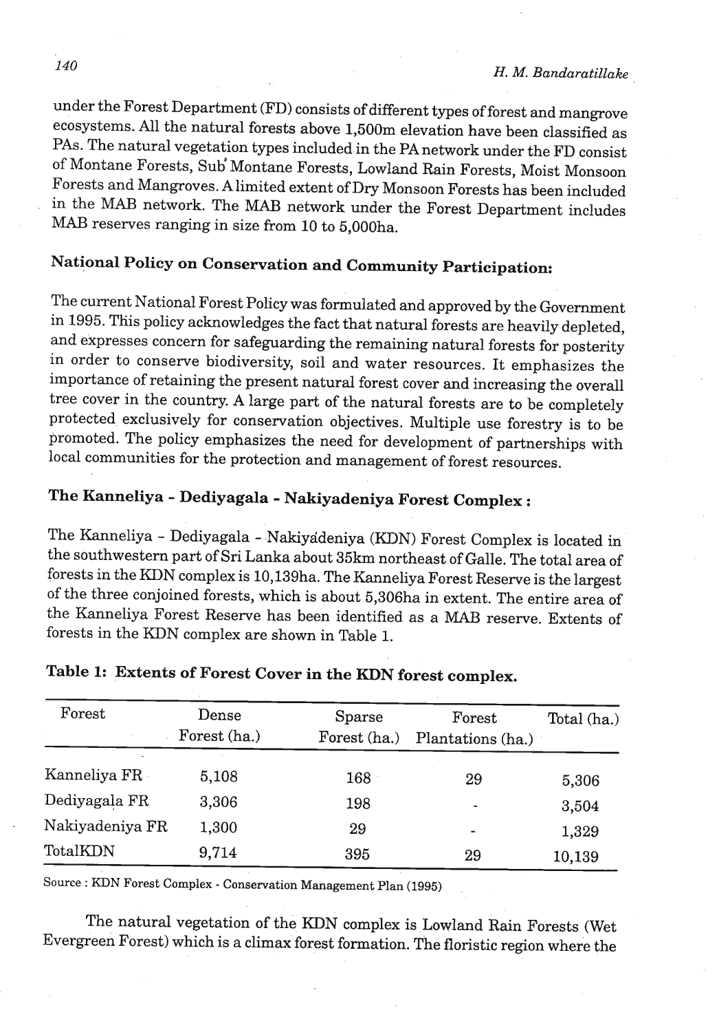under the Forest Department (FD) consists of different types of forest and mangrove ecosystems. All the natural forests above 1,500m elevation have been classified as PAs. The natural vegetation types included in the PA network under the FD consist of Montane Forests, Sub Montane Forests, Lowland Rain Forests, Moist Monsoon Forests and Mangroves. A limited extent of Dry Monsoon Forests has been included in the MAB network. The MAB network under the Forest Department includes MAB reserves ranging in size from 10 to 5,000ha.

**National Policy on Conservation and Community Participation:**

The current National Forest Policy was formulated and approved by the Government in 1995. This policy acknowledges the fact that natural forests are heavily depleted, and expresses concern for safeguarding the remaining natural forests for posterity in order to conserve biodiversity, soil and water resources. It emphasizes the importance of retaining the present natural forest cover and increasing the overall tree cover in the country. A large part of the natural forests are to be completely protected exclusively for conservation objectives. Multiple use forestry is to be promoted. The policy emphasizes the need for development of partnerships with local communities for the protection and management of forest resources.

**The Kanneliya - Dediyagala - Nakiyadeniya Forest Complex :**

The Kanneliya - Dediyagala - Nakiyadeniya (KDN) Forest Complex is located in the southwestern part of Sri Lanka about 35km northeast of Galle. The total area of forests in the KDN complex is 10,139ha. The Kanneliya Forest Reserve is the largest of the three conjoined forests, which is about 5,306ha in extent. The entire area of the Kanneliya Forest Reserve has been identified as a MAB reserve. Extents of forests in the KDN complex are shown in Table 1.

**Table 1: Extents of Forest Cover in the KDN forest complex.**

| Forest | Dense Forest (ha.) | Sparse Forest (ha.) | Forest Plantations (ha.) | Total (ha.) |
|---|---|---|---|---|
| Kanneliya FR | 5,108 | 168 | 29 | 5,306 |
| Dediyagala FR | 3,306 | 198 | - | 3,504 |
| Nakiyadeniya FR | 1,300 | 29 | - | 1,329 |
| TotalKDN | 9,714 | 395 | 29 | 10,139 |

Source : KDN Forest Complex - Conservation Management Plan (1995)

The natural vegetation of the KDN complex is Lowland Rain Forests (Wet Evergreen Forest) which is a climax forest formation. The floristic region where the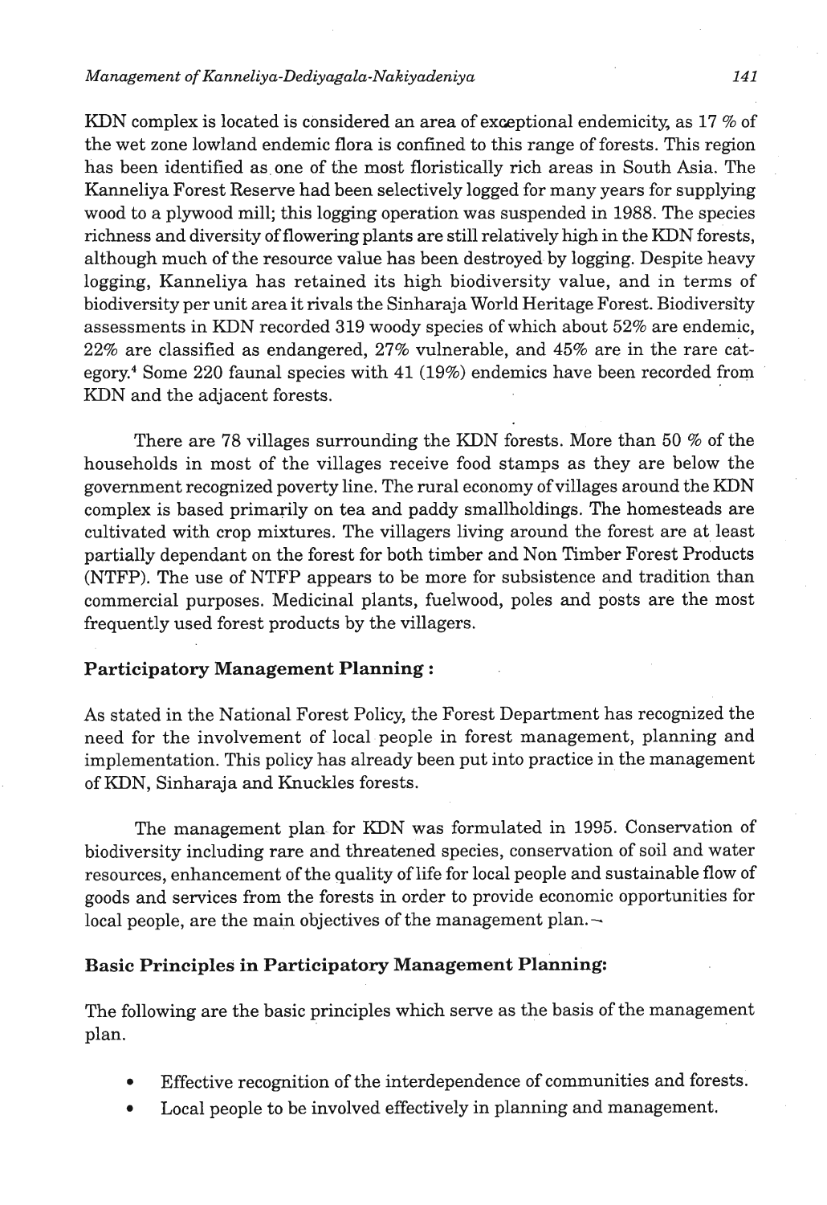KDN complex is located is considered an area of exceptional endemicity, as 17 % of the wet zone lowland endemic flora is confined to this range of forests. This region has been identified as one of the most floristically rich areas in South Asia. The Kanneliya Forest Reserve had been selectively logged for many years for supplying wood to a plywood mill; this logging operation was suspended in 1988. The species richness and diversity of flowering plants are still relatively high in the KDN forests, although much of the resource value has been destroyed by logging. Despite heavy logging, Kanneliya has retained its high biodiversity value, and in terms of biodiversity per unit area it rivals the Sinharaja World Heritage Forest. Biodiversity assessments in KDN recorded 319 woody species of which about 52% are endemic, 22% are classified as endangered, 27% vulnerable, and 45% are in the rare category.[4] Some 220 faunal species with 41 (19%) endemics have been recorded from KDN and the adjacent forests.

There are 78 villages surrounding the KDN forests. More than 50 % of the households in most of the villages receive food stamps as they are below the government recognized poverty line. The rural economy of villages around the KDN complex is based primarily on tea and paddy smallholdings. The homesteads are cultivated with crop mixtures. The villagers living around the forest are at least partially dependant on the forest for both timber and Non Timber Forest Products (NTFP). The use of NTFP appears to be more for subsistence and tradition than commercial purposes. Medicinal plants, fuelwood, poles and posts are the most frequently used forest products by the villagers.

## Participatory Management Planning :

As stated in the National Forest Policy, the Forest Department has recognized the need for the involvement of local people in forest management, planning and implementation. This policy has already been put into practice in the management of KDN, Sinharaja and Knuckles forests.

The management plan for KDN was formulated in 1995. Conservation of biodiversity including rare and threatened species, conservation of soil and water resources, enhancement of the quality of life for local people and sustainable flow of goods and services from the forests in order to provide economic opportunities for local people, are the main objectives of the management plan.

## Basic Principles in Participatory Management Planning:

The following are the basic principles which serve as the basis of the management plan.

- Effective recognition of the interdependence of communities and forests.
- Local people to be involved effectively in planning and management.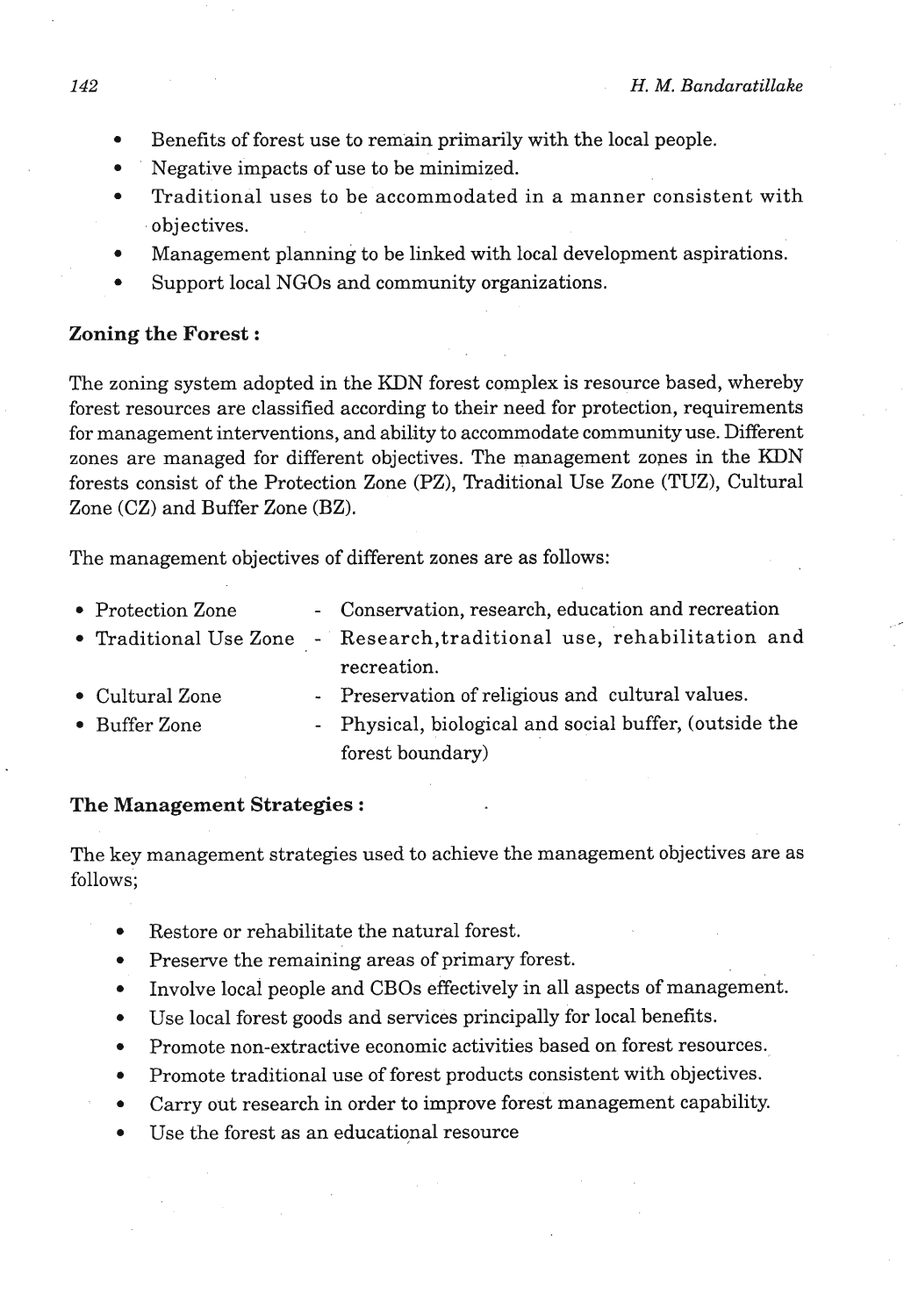- Benefits of forest use to remain primarily with the local people.
- Negative impacts of use to be minimized.
- Traditional uses to be accommodated in a manner consistent with objectives.
- Management planning to be linked with local development aspirations.
- Support local NGOs and community organizations.

**Zoning the Forest :**

The zoning system adopted in the KDN forest complex is resource based, whereby forest resources are classified according to their need for protection, requirements for management interventions, and ability to accommodate community use. Different zones are managed for different objectives. The management zones in the KDN forests consist of the Protection Zone (PZ), Traditional Use Zone (TUZ), Cultural Zone (CZ) and Buffer Zone (BZ).

The management objectives of different zones are as follows:

- Protection Zone - Conservation, research, education and recreation
- Traditional Use Zone - Research,traditional use, rehabilitation and recreation.
- Cultural Zone - Preservation of religious and cultural values.
- Buffer Zone - Physical, biological and social buffer, (outside the forest boundary)

**The Management Strategies :**

The key management strategies used to achieve the management objectives are as follows;

- Restore or rehabilitate the natural forest.
- Preserve the remaining areas of primary forest.
- Involve local people and CBOs effectively in all aspects of management.
- Use local forest goods and services principally for local benefits.
- Promote non-extractive economic activities based on forest resources.
- Promote traditional use of forest products consistent with objectives.
- Carry out research in order to improve forest management capability.
- Use the forest as an educational resource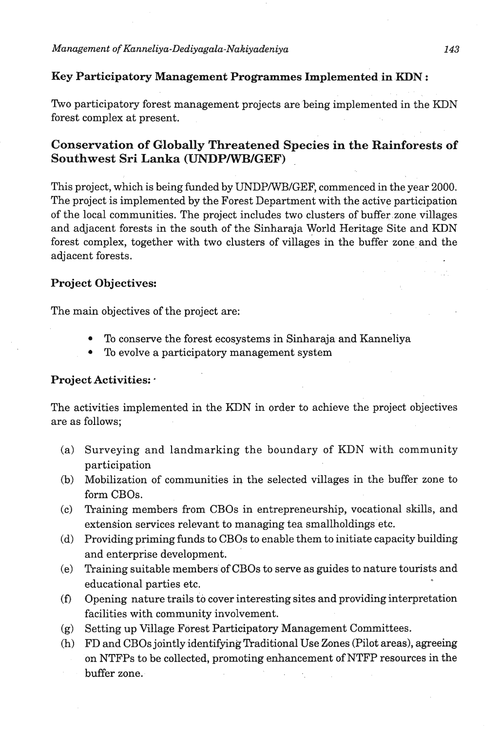### Key Participatory Management Programmes Implemented in KDN :

Two participatory forest management projects are being implemented in the KDN forest complex at present.

## Conservation of Globally Threatened Species in the Rainforests of Southwest Sri Lanka (UNDP/WB/GEF)

This project, which is being funded by UNDP/WB/GEF, commenced in the year 2000. The project is implemented by the Forest Department with the active participation of the local communities. The project includes two clusters of buffer zone villages and adjacent forests in the south of the Sinharaja World Heritage Site and KDN forest complex, together with two clusters of villages in the buffer zone and the adjacent forests.

### Project Objectives:

The main objectives of the project are:

- To conserve the forest ecosystems in Sinharaja and Kanneliya
- To evolve a participatory management system

### Project Activities:

The activities implemented in the KDN in order to achieve the project objectives are as follows;

(a) Surveying and landmarking the boundary of KDN with community participation

(b) Mobilization of communities in the selected villages in the buffer zone to form CBOs.

(c) Training members from CBOs in entrepreneurship, vocational skills, and extension services relevant to managing tea smallholdings etc.

(d) Providing priming funds to CBOs to enable them to initiate capacity building and enterprise development.

(e) Training suitable members of CBOs to serve as guides to nature tourists and educational parties etc.

(f) Opening nature trails to cover interesting sites and providing interpretation facilities with community involvement.

(g) Setting up Village Forest Participatory Management Committees.

(h) FD and CBOs jointly identifying Traditional Use Zones (Pilot areas), agreeing on NTFPs to be collected, promoting enhancement of NTFP resources in the buffer zone.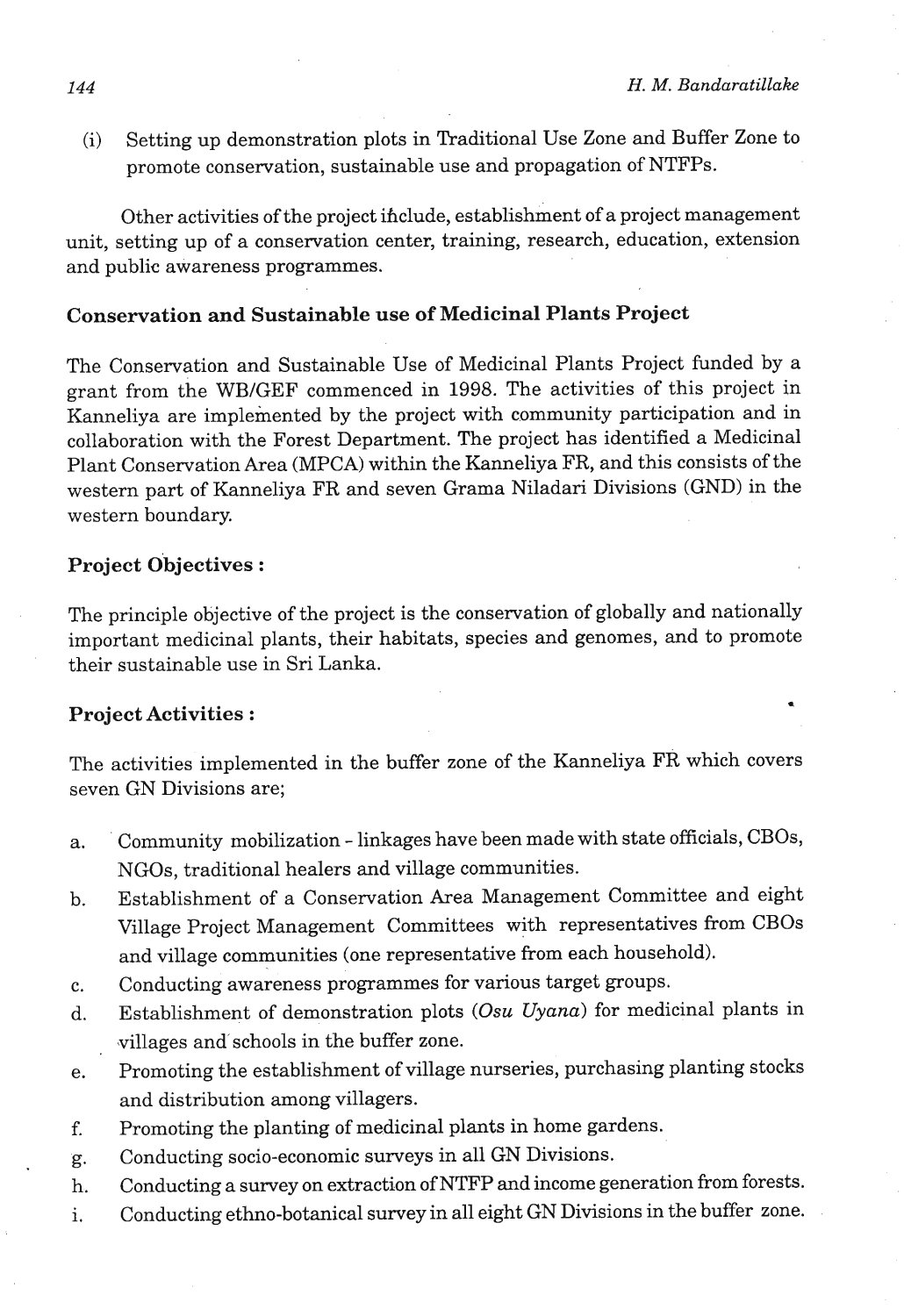(i) Setting up demonstration plots in Traditional Use Zone and Buffer Zone to promote conservation, sustainable use and propagation of NTFPs.

Other activities of the project include, establishment of a project management unit, setting up of a conservation center, training, research, education, extension and public awareness programmes.

### Conservation and Sustainable use of Medicinal Plants Project

The Conservation and Sustainable Use of Medicinal Plants Project funded by a grant from the WB/GEF commenced in 1998. The activities of this project in Kanneliya are implemented by the project with community participation and in collaboration with the Forest Department. The project has identified a Medicinal Plant Conservation Area (MPCA) within the Kanneliya FR, and this consists of the western part of Kanneliya FR and seven Grama Niladari Divisions (GND) in the western boundary.

### Project Objectives :

The principle objective of the project is the conservation of globally and nationally important medicinal plants, their habitats, species and genomes, and to promote their sustainable use in Sri Lanka.

### Project Activities :

The activities implemented in the buffer zone of the Kanneliya FR which covers seven GN Divisions are;

a. Community mobilization - linkages have been made with state officials, CBOs, NGOs, traditional healers and village communities.
b. Establishment of a Conservation Area Management Committee and eight Village Project Management Committees with representatives from CBOs and village communities (one representative from each household).
c. Conducting awareness programmes for various target groups.
d. Establishment of demonstration plots (*Osu Uyana*) for medicinal plants in villages and schools in the buffer zone.
e. Promoting the establishment of village nurseries, purchasing planting stocks and distribution among villagers.
f. Promoting the planting of medicinal plants in home gardens.
g. Conducting socio-economic surveys in all GN Divisions.
h. Conducting a survey on extraction of NTFP and income generation from forests.
i. Conducting ethno-botanical survey in all eight GN Divisions in the buffer zone.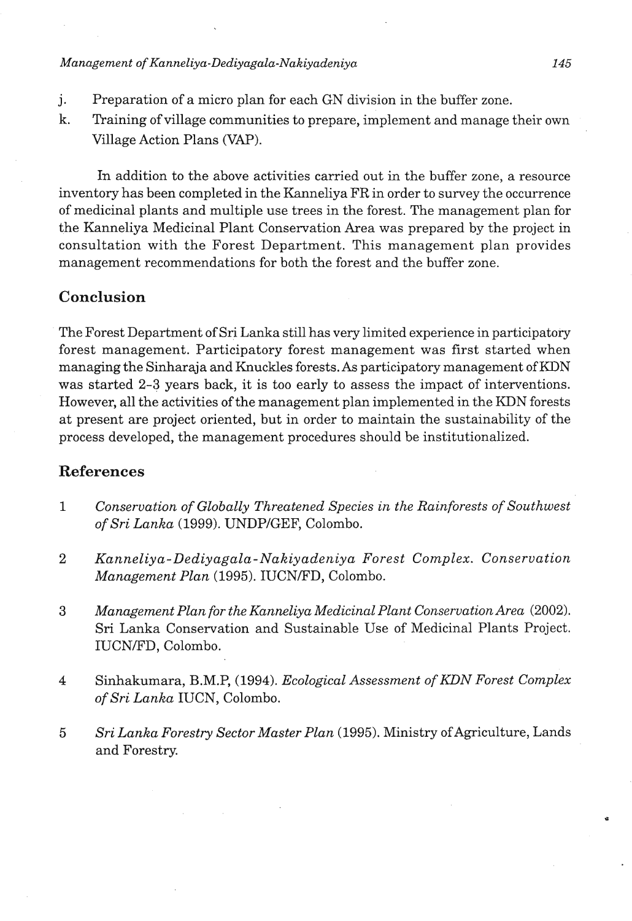j. Preparation of a micro plan for each GN division in the buffer zone.
k. Training of village communities to prepare, implement and manage their own Village Action Plans (VAP).

In addition to the above activities carried out in the buffer zone, a resource inventory has been completed in the Kanneliya FR in order to survey the occurrence of medicinal plants and multiple use trees in the forest. The management plan for the Kanneliya Medicinal Plant Conservation Area was prepared by the project in consultation with the Forest Department. This management plan provides management recommendations for both the forest and the buffer zone.

## Conclusion

The Forest Department of Sri Lanka still has very limited experience in participatory forest management. Participatory forest management was first started when managing the Sinharaja and Knuckles forests. As participatory management of KDN was started 2-3 years back, it is too early to assess the impact of interventions. However, all the activities of the management plan implemented in the KDN forests at present are project oriented, but in order to maintain the sustainability of the process developed, the management procedures should be institutionalized.

## References

1. *Conservation of Globally Threatened Species in the Rainforests of Southwest of Sri Lanka* (1999). UNDP/GEF, Colombo.

2. *Kanneliya-Dediyagala-Nakiyadeniya Forest Complex. Conservation Management Plan* (1995). IUCN/FD, Colombo.

3. *Management Plan for the Kanneliya Medicinal Plant Conservation Area* (2002). Sri Lanka Conservation and Sustainable Use of Medicinal Plants Project. IUCN/FD, Colombo.

4. Sinhakumara, B.M.P, (1994). *Ecological Assessment of KDN Forest Complex of Sri Lanka* IUCN, Colombo.

5. *Sri Lanka Forestry Sector Master Plan* (1995). Ministry of Agriculture, Lands and Forestry.